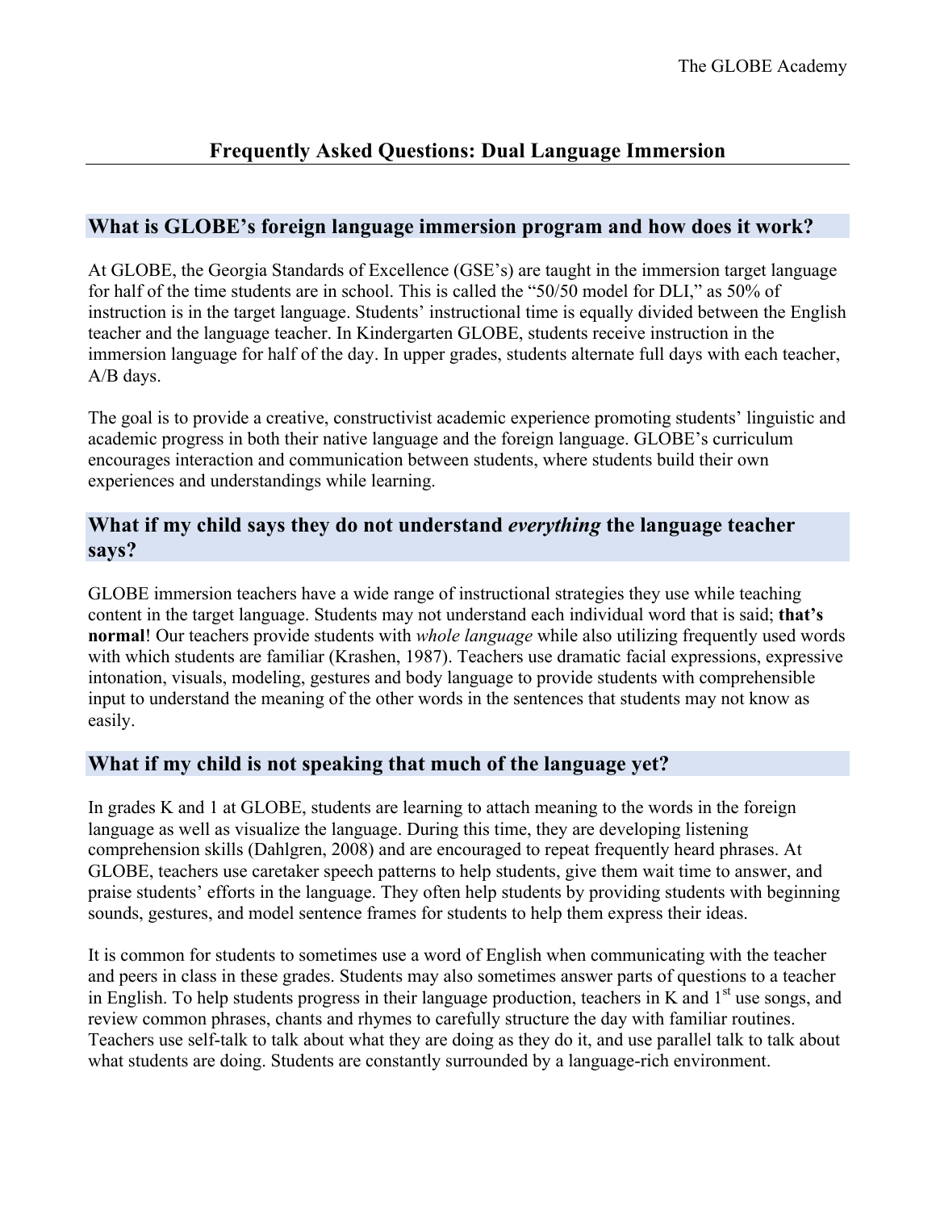# Frequently Asked Questions: Dual Language Immersion

## What is GLOBE's foreign language immersion program and how does it work?

At GLOBE, the Georgia Standards of Excellence (GSE's) are taught in the immersion target language for half of the time students are in school. This is called the "50/50 model for DLI," as 50% of instruction is in the target language. Students' instructional time is equally divided between the English teacher and the language teacher. In Kindergarten GLOBE, students receive instruction in the immersion language for half of the day. In upper grades, students alternate full days with each teacher, A/B days.

The goal is to provide a creative, constructivist academic experience promoting students' linguistic and academic progress in both their native language and the foreign language. GLOBE's curriculum encourages interaction and communication between students, where students build their own experiences and understandings while learning.

## What if my child says they do not understand *everything* the language teacher says?

GLOBE immersion teachers have a wide range of instructional strategies they use while teaching content in the target language. Students may not understand each individual word that is said; **that's normal**! Our teachers provide students with *whole language* while also utilizing frequently used words with which students are familiar (Krashen, 1987). Teachers use dramatic facial expressions, expressive intonation, visuals, modeling, gestures and body language to provide students with comprehensible input to understand the meaning of the other words in the sentences that students may not know as easily.

## What if my child is not speaking that much of the language yet?

In grades K and 1 at GLOBE, students are learning to attach meaning to the words in the foreign language as well as visualize the language. During this time, they are developing listening comprehension skills (Dahlgren, 2008) and are encouraged to repeat frequently heard phrases. At GLOBE, teachers use caretaker speech patterns to help students, give them wait time to answer, and praise students' efforts in the language. They often help students by providing students with beginning sounds, gestures, and model sentence frames for students to help them express their ideas.

It is common for students to sometimes use a word of English when communicating with the teacher and peers in class in these grades. Students may also sometimes answer parts of questions to a teacher in English. To help students progress in their language production, teachers in K and 1st use songs, and review common phrases, chants and rhymes to carefully structure the day with familiar routines. Teachers use self-talk to talk about what they are doing as they do it, and use parallel talk to talk about what students are doing. Students are constantly surrounded by a language-rich environment.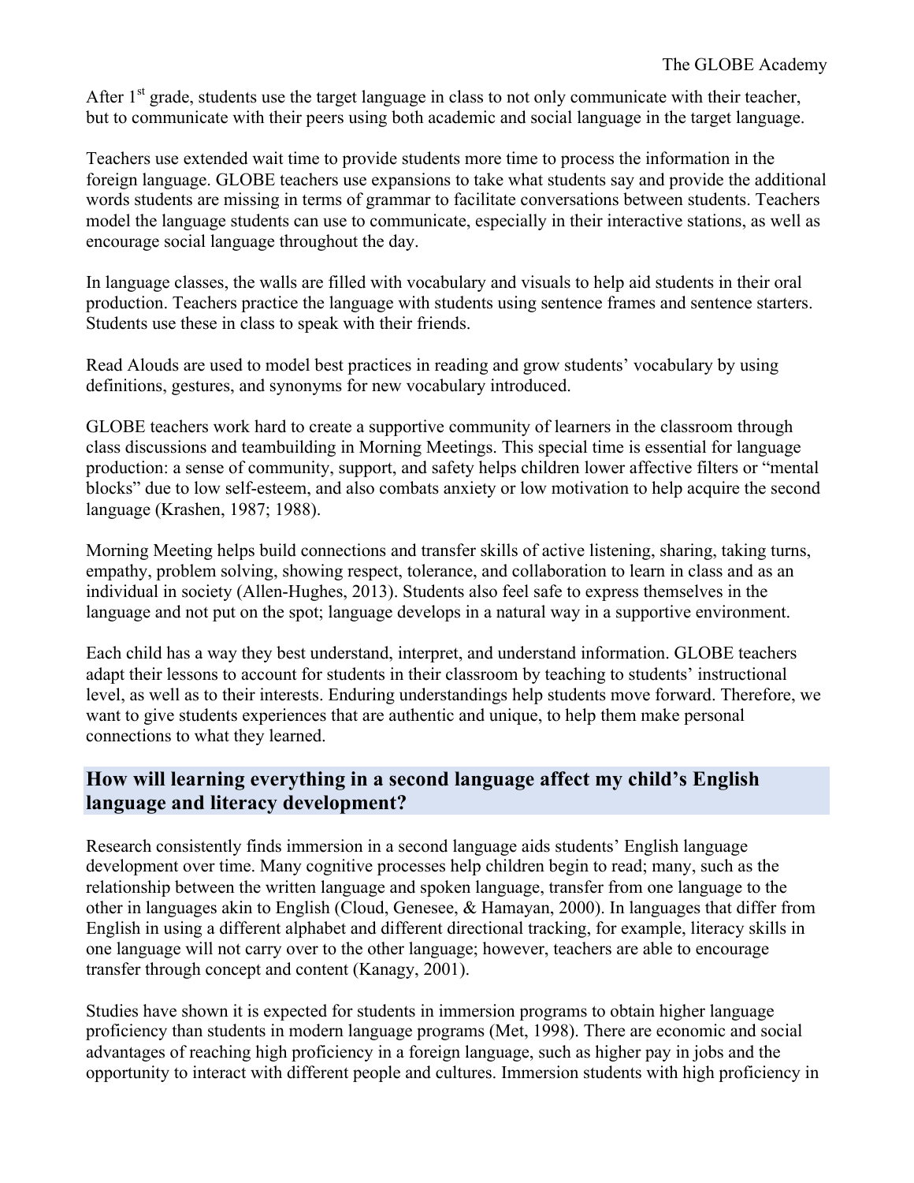After 1st grade, students use the target language in class to not only communicate with their teacher, but to communicate with their peers using both academic and social language in the target language.

Teachers use extended wait time to provide students more time to process the information in the foreign language. GLOBE teachers use expansions to take what students say and provide the additional words students are missing in terms of grammar to facilitate conversations between students. Teachers model the language students can use to communicate, especially in their interactive stations, as well as encourage social language throughout the day.

In language classes, the walls are filled with vocabulary and visuals to help aid students in their oral production. Teachers practice the language with students using sentence frames and sentence starters. Students use these in class to speak with their friends.

Read Alouds are used to model best practices in reading and grow students' vocabulary by using definitions, gestures, and synonyms for new vocabulary introduced.

GLOBE teachers work hard to create a supportive community of learners in the classroom through class discussions and teambuilding in Morning Meetings. This special time is essential for language production: a sense of community, support, and safety helps children lower affective filters or "mental blocks" due to low self-esteem, and also combats anxiety or low motivation to help acquire the second language (Krashen, 1987; 1988).

Morning Meeting helps build connections and transfer skills of active listening, sharing, taking turns, empathy, problem solving, showing respect, tolerance, and collaboration to learn in class and as an individual in society (Allen-Hughes, 2013). Students also feel safe to express themselves in the language and not put on the spot; language develops in a natural way in a supportive environment.

Each child has a way they best understand, interpret, and understand information. GLOBE teachers adapt their lessons to account for students in their classroom by teaching to students' instructional level, as well as to their interests. Enduring understandings help students move forward. Therefore, we want to give students experiences that are authentic and unique, to help them make personal connections to what they learned.

## How will learning everything in a second language affect my child's English language and literacy development?

Research consistently finds immersion in a second language aids students' English language development over time. Many cognitive processes help children begin to read; many, such as the relationship between the written language and spoken language, transfer from one language to the other in languages akin to English (Cloud, Genesee, & Hamayan, 2000). In languages that differ from English in using a different alphabet and different directional tracking, for example, literacy skills in one language will not carry over to the other language; however, teachers are able to encourage transfer through concept and content (Kanagy, 2001).

Studies have shown it is expected for students in immersion programs to obtain higher language proficiency than students in modern language programs (Met, 1998). There are economic and social advantages of reaching high proficiency in a foreign language, such as higher pay in jobs and the opportunity to interact with different people and cultures. Immersion students with high proficiency in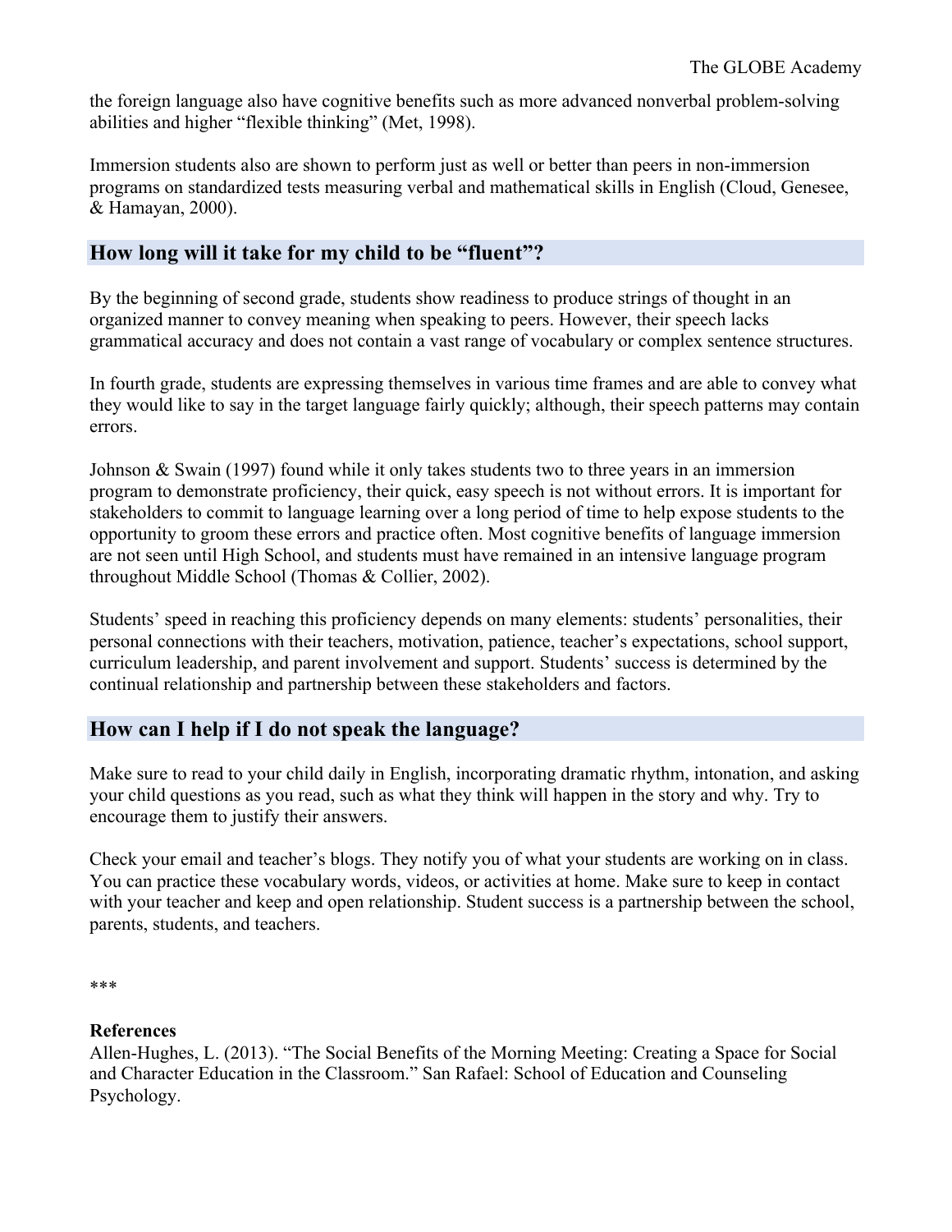the foreign language also have cognitive benefits such as more advanced nonverbal problem-solving abilities and higher "flexible thinking" (Met, 1998).

Immersion students also are shown to perform just as well or better than peers in non-immersion programs on standardized tests measuring verbal and mathematical skills in English (Cloud, Genesee, & Hamayan, 2000).

## How long will it take for my child to be "fluent"?

By the beginning of second grade, students show readiness to produce strings of thought in an organized manner to convey meaning when speaking to peers. However, their speech lacks grammatical accuracy and does not contain a vast range of vocabulary or complex sentence structures.

In fourth grade, students are expressing themselves in various time frames and are able to convey what they would like to say in the target language fairly quickly; although, their speech patterns may contain errors.

Johnson & Swain (1997) found while it only takes students two to three years in an immersion program to demonstrate proficiency, their quick, easy speech is not without errors. It is important for stakeholders to commit to language learning over a long period of time to help expose students to the opportunity to groom these errors and practice often. Most cognitive benefits of language immersion are not seen until High School, and students must have remained in an intensive language program throughout Middle School (Thomas & Collier, 2002).

Students' speed in reaching this proficiency depends on many elements: students' personalities, their personal connections with their teachers, motivation, patience, teacher's expectations, school support, curriculum leadership, and parent involvement and support. Students' success is determined by the continual relationship and partnership between these stakeholders and factors.

## How can I help if I do not speak the language?

Make sure to read to your child daily in English, incorporating dramatic rhythm, intonation, and asking your child questions as you read, such as what they think will happen in the story and why. Try to encourage them to justify their answers.

Check your email and teacher's blogs. They notify you of what your students are working on in class. You can practice these vocabulary words, videos, or activities at home. Make sure to keep in contact with your teacher and keep and open relationship. Student success is a partnership between the school, parents, students, and teachers.

***

**References**

Allen-Hughes, L. (2013). "The Social Benefits of the Morning Meeting: Creating a Space for Social and Character Education in the Classroom." San Rafael: School of Education and Counseling Psychology.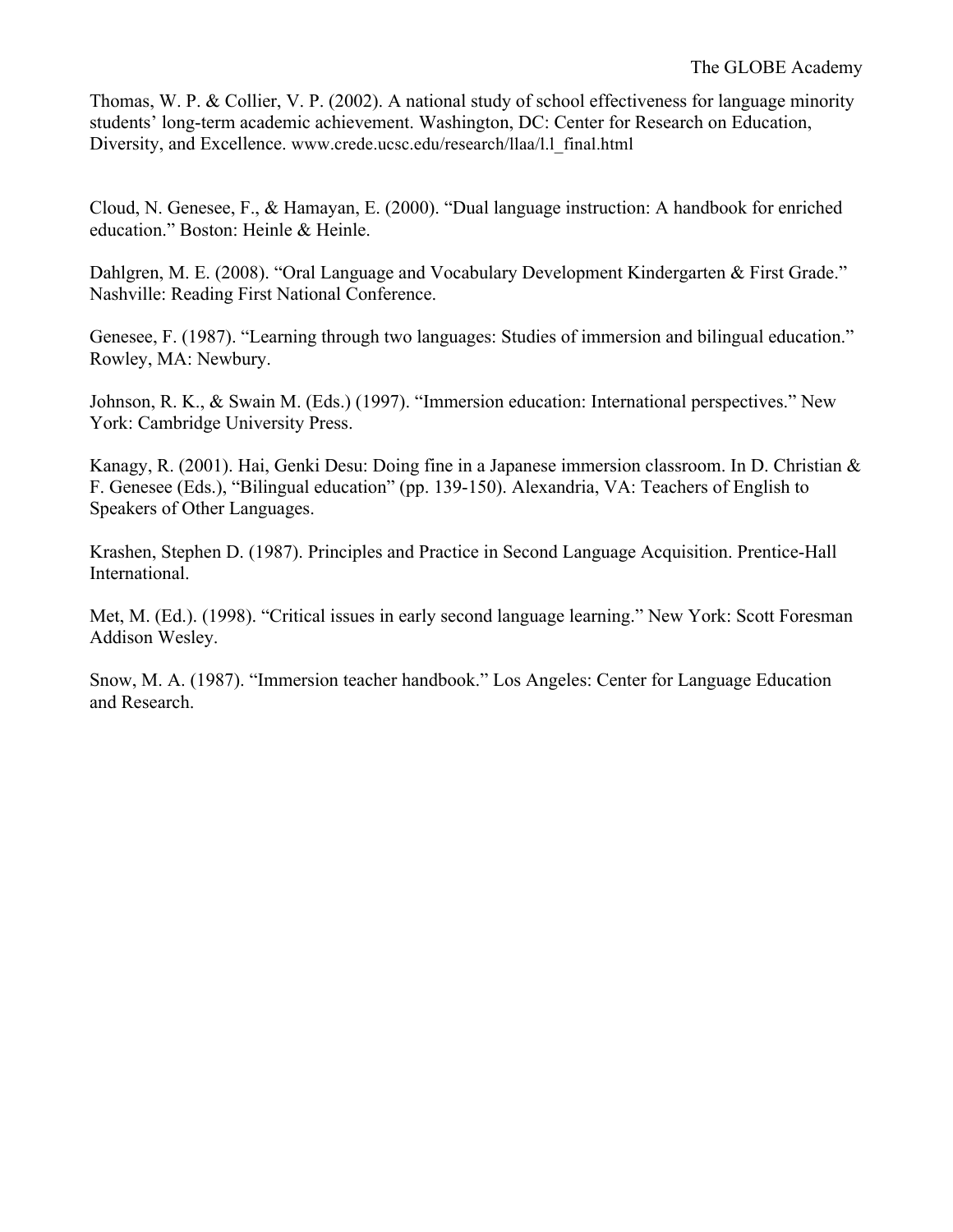Thomas, W. P. & Collier, V. P. (2002). A national study of school effectiveness for language minority students' long-term academic achievement. Washington, DC: Center for Research on Education, Diversity, and Excellence. www.crede.ucsc.edu/research/llaa/l.l_final.html

Cloud, N. Genesee, F., & Hamayan, E. (2000). "Dual language instruction: A handbook for enriched education." Boston: Heinle & Heinle.

Dahlgren, M. E. (2008). "Oral Language and Vocabulary Development Kindergarten & First Grade." Nashville: Reading First National Conference.

Genesee, F. (1987). "Learning through two languages: Studies of immersion and bilingual education." Rowley, MA: Newbury.

Johnson, R. K., & Swain M. (Eds.) (1997). "Immersion education: International perspectives." New York: Cambridge University Press.

Kanagy, R. (2001). Hai, Genki Desu: Doing fine in a Japanese immersion classroom. In D. Christian & F. Genesee (Eds.), "Bilingual education" (pp. 139-150). Alexandria, VA: Teachers of English to Speakers of Other Languages.

Krashen, Stephen D. (1987). Principles and Practice in Second Language Acquisition. Prentice-Hall International.

Met, M. (Ed.). (1998). "Critical issues in early second language learning." New York: Scott Foresman Addison Wesley.

Snow, M. A. (1987). "Immersion teacher handbook." Los Angeles: Center for Language Education and Research.